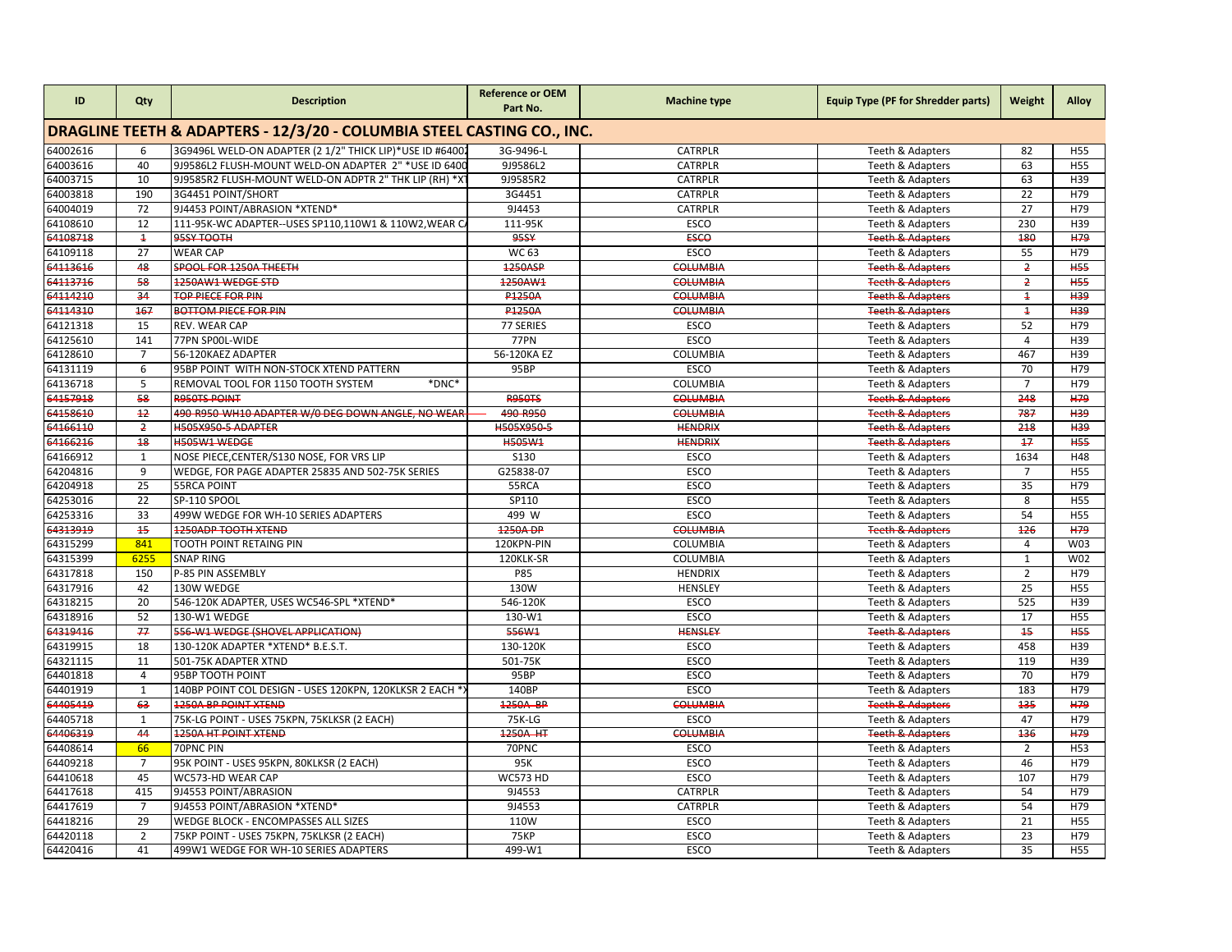| ID | Qty | Description | Reference or OEM Part No. | Machine type | Equip Type (PF for Shredder parts) | Weight | Alloy |
|---|---|---|---|---|---|---|---|
| **DRAGLINE TEETH & ADAPTERS - 12/3/20 - COLUMBIA STEEL CASTING CO., INC.** | | | | | | | |
| 64002616 | 6 | 3G9496L WELD-ON ADAPTER (2 1/2" THICK LIP)*USE ID #6400 | 3G-9496-L | CATRPLR | Teeth & Adapters | 82 | H55 |
| 64003616 | 40 | 9J9586L2 FLUSH-MOUNT WELD-ON ADAPTER 2" *USE ID 6400 | 9J9586L2 | CATRPLR | Teeth & Adapters | 63 | H55 |
| 64003715 | 10 | 9J9585R2 FLUSH-MOUNT WELD-ON ADPTR 2" THK LIP (RH) *X | 9J9585R2 | CATRPLR | Teeth & Adapters | 63 | H39 |
| 64003818 | 190 | 3G4451 POINT/SHORT | 3G4451 | CATRPLR | Teeth & Adapters | 22 | H79 |
| 64004019 | 72 | 9J4453 POINT/ABRASION *XTEND* | 9J4453 | CATRPLR | Teeth & Adapters | 27 | H79 |
| 64108610 | 12 | 111-95K-WC ADAPTER--USES SP110,110W1 & 110W2,WEAR C | 111-95K | ESCO | Teeth & Adapters | 230 | H39 |
| ~~64108718~~ | ~~1~~ | ~~95SY TOOTH~~ | ~~95SY~~ | ~~ESCO~~ | ~~Teeth & Adapters~~ | ~~180~~ | ~~H79~~ |
| 64109118 | 27 | WEAR CAP | WC 63 | ESCO | Teeth & Adapters | 55 | H79 |
| ~~64113616~~ | ~~48~~ | ~~SPOOL FOR 1250A THEETH~~ | ~~1250ASP~~ | ~~COLUMBIA~~ | ~~Teeth & Adapters~~ | ~~2~~ | ~~H55~~ |
| ~~64113716~~ | ~~58~~ | ~~1250AW1 WEDGE STD~~ | ~~1250AW1~~ | ~~COLUMBIA~~ | ~~Teeth & Adapters~~ | ~~2~~ | ~~H55~~ |
| ~~64114210~~ | ~~34~~ | ~~TOP PIECE FOR PIN~~ | ~~P1250A~~ | ~~COLUMBIA~~ | ~~Teeth & Adapters~~ | ~~1~~ | ~~H39~~ |
| ~~64114310~~ | ~~167~~ | ~~BOTTOM PIECE FOR PIN~~ | ~~P1250A~~ | ~~COLUMBIA~~ | ~~Teeth & Adapters~~ | ~~1~~ | ~~H39~~ |
| 64121318 | 15 | REV. WEAR CAP | 77 SERIES | ESCO | Teeth & Adapters | 52 | H79 |
| 64125610 | 141 | 77PN SP00L-WIDE | 77PN | ESCO | Teeth & Adapters | 4 | H39 |
| 64128610 | 7 | 56-120KAEZ ADAPTER | 56-120KA EZ | COLUMBIA | Teeth & Adapters | 467 | H39 |
| 64131119 | 6 | 95BP POINT WITH NON-STOCK XTEND PATTERN | 95BP | ESCO | Teeth & Adapters | 70 | H79 |
| 64136718 | 5 | REMOVAL TOOL FOR 1150 TOOTH SYSTEM *DNC* | | COLUMBIA | Teeth & Adapters | 7 | H79 |
| ~~64157918~~ | ~~58~~ | ~~R950TS POINT~~ | ~~R950TS~~ | ~~COLUMBIA~~ | ~~Teeth & Adapters~~ | ~~248~~ | ~~H79~~ |
| ~~64158610~~ | ~~12~~ | ~~490-R950-WH10 ADAPTER W/0 DEG DOWN ANGLE, NO WEAR~~ | ~~490-R950~~ | ~~COLUMBIA~~ | ~~Teeth & Adapters~~ | ~~787~~ | ~~H39~~ |
| ~~64166110~~ | ~~2~~ | ~~H505X950-5 ADAPTER~~ | ~~H505X950-5~~ | ~~HENDRIX~~ | ~~Teeth & Adapters~~ | ~~218~~ | ~~H39~~ |
| ~~64166216~~ | ~~18~~ | ~~H505W1 WEDGE~~ | ~~H505W1~~ | ~~HENDRIX~~ | ~~Teeth & Adapters~~ | ~~17~~ | ~~H55~~ |
| 64166912 | 1 | NOSE PIECE,CENTER/S130 NOSE, FOR VRS LIP | S130 | ESCO | Teeth & Adapters | 1634 | H48 |
| 64204816 | 9 | WEDGE, FOR PAGE ADAPTER 25835 AND 502-75K SERIES | G25838-07 | ESCO | Teeth & Adapters | 7 | H55 |
| 64204918 | 25 | 55RCA POINT | 55RCA | ESCO | Teeth & Adapters | 35 | H79 |
| 64253016 | 22 | SP-110 SPOOL | SP110 | ESCO | Teeth & Adapters | 8 | H55 |
| 64253316 | 33 | 499W WEDGE FOR WH-10 SERIES ADAPTERS | 499 W | ESCO | Teeth & Adapters | 54 | H55 |
| ~~64313919~~ | ~~15~~ | ~~1250ADP TOOTH XTEND~~ | ~~1250A DP~~ | ~~COLUMBIA~~ | ~~Teeth & Adapters~~ | ~~126~~ | ~~H79~~ |
| 64315299 | 841 | TOOTH POINT RETAING PIN | 120KPN-PIN | COLUMBIA | Teeth & Adapters | 4 | W03 |
| 64315399 | 6255 | SNAP RING | 120KLK-SR | COLUMBIA | Teeth & Adapters | 1 | W02 |
| 64317818 | 150 | P-85 PIN ASSEMBLY | P85 | HENDRIX | Teeth & Adapters | 2 | H79 |
| 64317916 | 42 | 130W WEDGE | 130W | HENSLEY | Teeth & Adapters | 25 | H55 |
| 64318215 | 20 | 546-120K ADAPTER, USES WC546-SPL *XTEND* | 546-120K | ESCO | Teeth & Adapters | 525 | H39 |
| 64318916 | 52 | 130-W1 WEDGE | 130-W1 | ESCO | Teeth & Adapters | 17 | H55 |
| ~~64319416~~ | ~~77~~ | ~~556-W1 WEDGE (SHOVEL APPLICATION)~~ | ~~556W1~~ | ~~HENSLEY~~ | ~~Teeth & Adapters~~ | ~~15~~ | ~~H55~~ |
| 64319915 | 18 | 130-120K ADAPTER *XTEND* B.E.S.T. | 130-120K | ESCO | Teeth & Adapters | 458 | H39 |
| 64321115 | 11 | 501-75K ADAPTER XTND | 501-75K | ESCO | Teeth & Adapters | 119 | H39 |
| 64401818 | 4 | 95BP TOOTH POINT | 95BP | ESCO | Teeth & Adapters | 70 | H79 |
| 64401919 | 1 | 140BP POINT COL DESIGN - USES 120KPN, 120KLKSR 2 EACH * | 140BP | ESCO | Teeth & Adapters | 183 | H79 |
| ~~64405419~~ | ~~63~~ | ~~1250A BP POINT XTEND~~ | ~~1250A BP~~ | ~~COLUMBIA~~ | ~~Teeth & Adapters~~ | ~~135~~ | ~~H79~~ |
| 64405718 | 1 | 75K-LG POINT - USES 75KPN, 75KLKSR (2 EACH) | 75K-LG | ESCO | Teeth & Adapters | 47 | H79 |
| ~~64406319~~ | ~~44~~ | ~~1250A HT POINT XTEND~~ | ~~1250A HT~~ | ~~COLUMBIA~~ | ~~Teeth & Adapters~~ | ~~136~~ | ~~H79~~ |
| 64408614 | 66 | 70PNC PIN | 70PNC | ESCO | Teeth & Adapters | 2 | H53 |
| 64409218 | 7 | 95K POINT - USES 95KPN, 80KLKSR (2 EACH) | 95K | ESCO | Teeth & Adapters | 46 | H79 |
| 64410618 | 45 | WC573-HD WEAR CAP | WC573 HD | ESCO | Teeth & Adapters | 107 | H79 |
| 64417618 | 415 | 9J4553 POINT/ABRASION | 9J4553 | CATRPLR | Teeth & Adapters | 54 | H79 |
| 64417619 | 7 | 9J4553 POINT/ABRASION *XTEND* | 9J4553 | CATRPLR | Teeth & Adapters | 54 | H79 |
| 64418216 | 29 | WEDGE BLOCK - ENCOMPASSES ALL SIZES | 110W | ESCO | Teeth & Adapters | 21 | H55 |
| 64420118 | 2 | 75KP POINT - USES 75KPN, 75KLKSR (2 EACH) | 75KP | ESCO | Teeth & Adapters | 23 | H79 |
| 64420416 | 41 | 499W1 WEDGE FOR WH-10 SERIES ADAPTERS | 499-W1 | ESCO | Teeth & Adapters | 35 | H55 |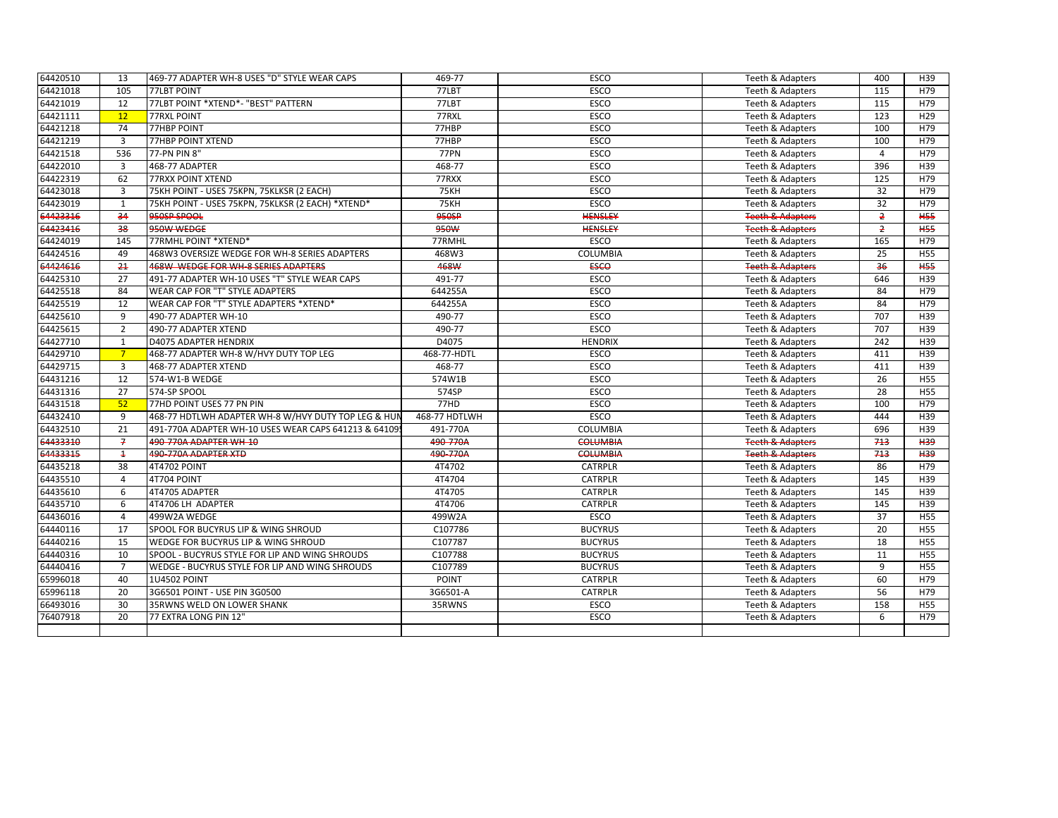| | | | | | | | |
|---|---|---|---|---|---|---|---|
| 64420510 | 13 | 469-77 ADAPTER WH-8 USES "D" STYLE WEAR CAPS | 469-77 | ESCO | Teeth & Adapters | 400 | H39 |
| 64421018 | 105 | 77LBT POINT | 77LBT | ESCO | Teeth & Adapters | 115 | H79 |
| 64421019 | 12 | 77LBT POINT *XTEND*- "BEST" PATTERN | 77LBT | ESCO | Teeth & Adapters | 115 | H79 |
| 64421111 | 12 | 77RXL POINT | 77RXL | ESCO | Teeth & Adapters | 123 | H29 |
| 64421218 | 74 | 77HBP POINT | 77HBP | ESCO | Teeth & Adapters | 100 | H79 |
| 64421219 | 3 | 77HBP POINT XTEND | 77HBP | ESCO | Teeth & Adapters | 100 | H79 |
| 64421518 | 536 | 77-PN PIN 8" | 77PN | ESCO | Teeth & Adapters | 4 | H79 |
| 64422010 | 3 | 468-77 ADAPTER | 468-77 | ESCO | Teeth & Adapters | 396 | H39 |
| 64422319 | 62 | 77RXX POINT XTEND | 77RXX | ESCO | Teeth & Adapters | 125 | H79 |
| 64423018 | 3 | 75KH POINT - USES 75KPN, 75KLKSR (2 EACH) | 75KH | ESCO | Teeth & Adapters | 32 | H79 |
| 64423019 | 1 | 75KH POINT - USES 75KPN, 75KLKSR (2 EACH) *XTEND* | 75KH | ESCO | Teeth & Adapters | 32 | H79 |
| ~~64423316~~ | ~~34~~ | ~~950SP SPOOL~~ | ~~950SP~~ | ~~HENSLEY~~ | ~~Teeth & Adapters~~ | ~~2~~ | ~~H55~~ |
| ~~64423416~~ | ~~38~~ | ~~950W WEDGE~~ | ~~950W~~ | ~~HENSLEY~~ | ~~Teeth & Adapters~~ | ~~2~~ | ~~H55~~ |
| 64424019 | 145 | 77RMHL POINT *XTEND* | 77RMHL | ESCO | Teeth & Adapters | 165 | H79 |
| 64424516 | 49 | 468W3 OVERSIZE WEDGE FOR WH-8 SERIES ADAPTERS | 468W3 | COLUMBIA | Teeth & Adapters | 25 | H55 |
| ~~64424616~~ | ~~21~~ | ~~468W WEDGE FOR WH-8 SERIES ADAPTERS~~ | ~~468W~~ | ~~ESCO~~ | ~~Teeth & Adapters~~ | ~~36~~ | ~~H55~~ |
| 64425310 | 27 | 491-77 ADAPTER WH-10 USES "T" STYLE WEAR CAPS | 491-77 | ESCO | Teeth & Adapters | 646 | H39 |
| 64425518 | 84 | WEAR CAP FOR "T" STYLE ADAPTERS | 644255A | ESCO | Teeth & Adapters | 84 | H79 |
| 64425519 | 12 | WEAR CAP FOR "T" STYLE ADAPTERS *XTEND* | 644255A | ESCO | Teeth & Adapters | 84 | H79 |
| 64425610 | 9 | 490-77 ADAPTER WH-10 | 490-77 | ESCO | Teeth & Adapters | 707 | H39 |
| 64425615 | 2 | 490-77 ADAPTER XTEND | 490-77 | ESCO | Teeth & Adapters | 707 | H39 |
| 64427710 | 1 | D4075 ADAPTER HENDRIX | D4075 | HENDRIX | Teeth & Adapters | 242 | H39 |
| 64429710 | 7 | 468-77 ADAPTER WH-8 W/HVY DUTY TOP LEG | 468-77-HDTL | ESCO | Teeth & Adapters | 411 | H39 |
| 64429715 | 3 | 468-77 ADAPTER XTEND | 468-77 | ESCO | Teeth & Adapters | 411 | H39 |
| 64431216 | 12 | 574-W1-B WEDGE | 574W1B | ESCO | Teeth & Adapters | 26 | H55 |
| 64431316 | 27 | 574-SP SPOOL | 574SP | ESCO | Teeth & Adapters | 28 | H55 |
| 64431518 | 52 | 77HD POINT USES 77 PN PIN | 77HD | ESCO | Teeth & Adapters | 100 | H79 |
| 64432410 | 9 | 468-77 HDTLWH ADAPTER WH-8 W/HVY DUTY TOP LEG & HUN | 468-77 HDTLWH | ESCO | Teeth & Adapters | 444 | H39 |
| 64432510 | 21 | 491-770A ADAPTER WH-10 USES WEAR CAPS 641213 & 64109 | 491-770A | COLUMBIA | Teeth & Adapters | 696 | H39 |
| ~~64433310~~ | ~~7~~ | ~~490-770A ADAPTER WH-10~~ | ~~490-770A~~ | ~~COLUMBIA~~ | ~~Teeth & Adapters~~ | ~~713~~ | ~~H39~~ |
| ~~64433315~~ | ~~1~~ | ~~490-770A ADAPTER XTD~~ | ~~490-770A~~ | ~~COLUMBIA~~ | ~~Teeth & Adapters~~ | ~~713~~ | ~~H39~~ |
| 64435218 | 38 | 4T4702 POINT | 4T4702 | CATRPLR | Teeth & Adapters | 86 | H79 |
| 64435510 | 4 | 4T704 POINT | 4T4704 | CATRPLR | Teeth & Adapters | 145 | H39 |
| 64435610 | 6 | 4T4705 ADAPTER | 4T4705 | CATRPLR | Teeth & Adapters | 145 | H39 |
| 64435710 | 6 | 4T4706 LH ADAPTER | 4T4706 | CATRPLR | Teeth & Adapters | 145 | H39 |
| 64436016 | 4 | 499W2A WEDGE | 499W2A | ESCO | Teeth & Adapters | 37 | H55 |
| 64440116 | 17 | SPOOL FOR BUCYRUS LIP & WING SHROUD | C107786 | BUCYRUS | Teeth & Adapters | 20 | H55 |
| 64440216 | 15 | WEDGE FOR BUCYRUS LIP & WING SHROUD | C107787 | BUCYRUS | Teeth & Adapters | 18 | H55 |
| 64440316 | 10 | SPOOL - BUCYRUS STYLE FOR LIP AND WING SHROUDS | C107788 | BUCYRUS | Teeth & Adapters | 11 | H55 |
| 64440416 | 7 | WEDGE - BUCYRUS STYLE FOR LIP AND WING SHROUDS | C107789 | BUCYRUS | Teeth & Adapters | 9 | H55 |
| 65996018 | 40 | 1U4502 POINT | POINT | CATRPLR | Teeth & Adapters | 60 | H79 |
| 65996118 | 20 | 3G6501 POINT - USE PIN 3G0500 | 3G6501-A | CATRPLR | Teeth & Adapters | 56 | H79 |
| 66493016 | 30 | 35RWNS WELD ON LOWER SHANK | 35RWNS | ESCO | Teeth & Adapters | 158 | H55 |
| 76407918 | 20 | 77 EXTRA LONG PIN 12" | | ESCO | Teeth & Adapters | 6 | H79 |